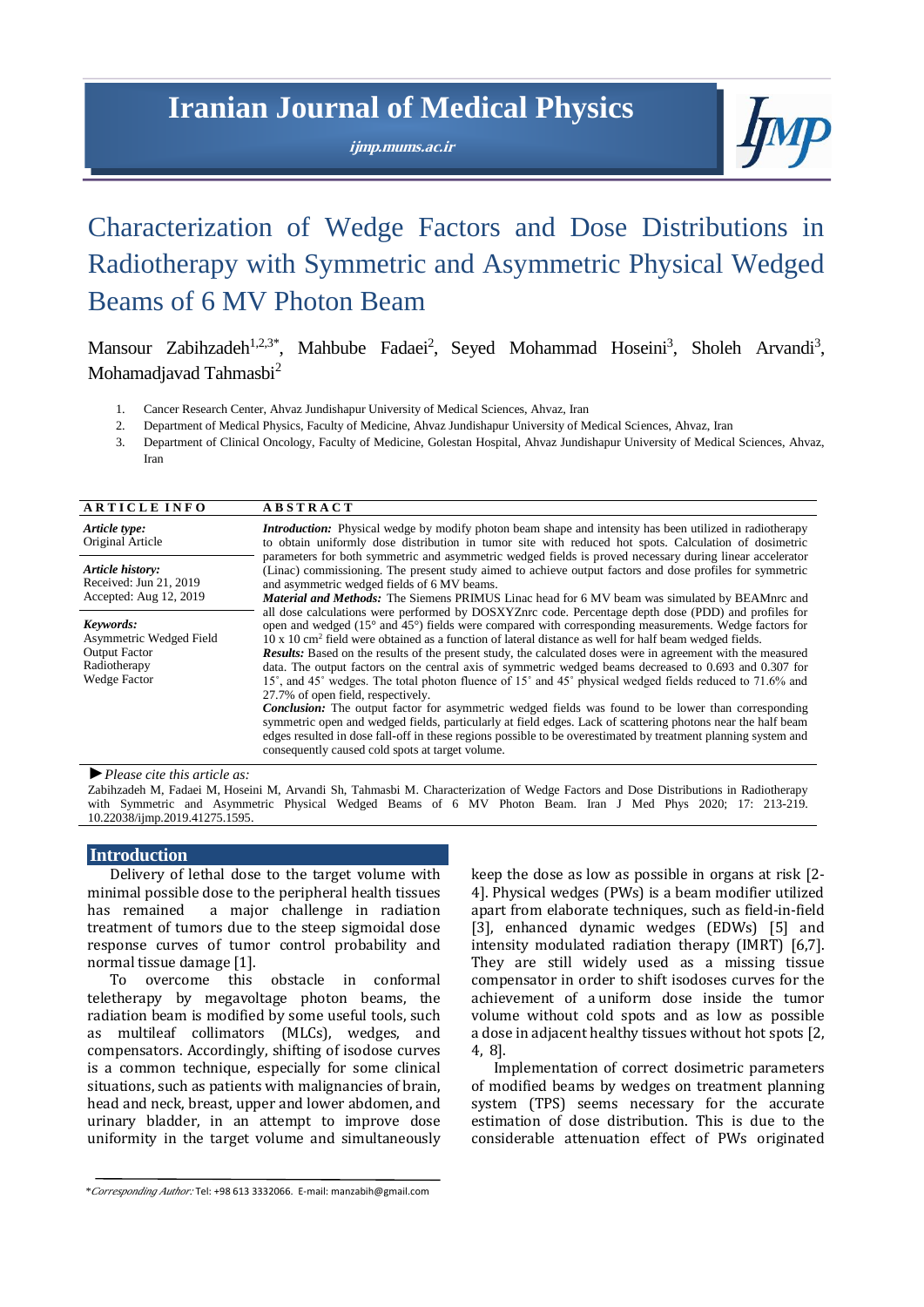# Iranian Journal of Medical Physics

ijmp.mums.ac.ir

# Characterization of Wedge Factors and Dose Distributions in Radiotherapy with Symmetric and Asymmetric Physical Wedged Beams of 6 MV Photon Beam

Mansour Zabihzadeh[1,2,3*], Mahbube Fadaei[2], Seyed Mohammad Hoseini[3], Sholeh Arvandi[3], Mohamadjavad Tahmasbi[2]

1. Cancer Research Center, Ahvaz Jundishapur University of Medical Sciences, Ahvaz, Iran
2. Department of Medical Physics, Faculty of Medicine, Ahvaz Jundishapur University of Medical Sciences, Ahvaz, Iran
3. Department of Clinical Oncology, Faculty of Medicine, Golestan Hospital, Ahvaz Jundishapur University of Medical Sciences, Ahvaz, Iran

## ARTICLE INFO

*Article type:*
Original Article

*Article history:*
Received: Jun 21, 2019
Accepted: Aug 12, 2019

*Keywords:*
Asymmetric Wedged Field
Output Factor
Radiotherapy
Wedge Factor

## ABSTRACT

***Introduction:*** Physical wedge by modify photon beam shape and intensity has been utilized in radiotherapy to obtain uniformly dose distribution in tumor site with reduced hot spots. Calculation of dosimetric parameters for both symmetric and asymmetric wedged fields is proved necessary during linear accelerator (Linac) commissioning. The present study aimed to achieve output factors and dose profiles for symmetric and asymmetric wedged fields of 6 MV beams.

***Material and Methods:*** The Siemens PRIMUS Linac head for 6 MV beam was simulated by BEAMnrc and all dose calculations were performed by DOSXYZnrc code. Percentage depth dose (PDD) and profiles for open and wedged (15° and 45°) fields were compared with corresponding measurements. Wedge factors for 10 x 10 cm$^2$ field were obtained as a function of lateral distance as well for half beam wedged fields.

***Results:*** Based on the results of the present study, the calculated doses were in agreement with the measured data. The output factors on the central axis of symmetric wedged beams decreased to 0.693 and 0.307 for 15˚, and 45˚ wedges. The total photon fluence of 15˚ and 45˚ physical wedged fields reduced to 71.6% and 27.7% of open field, respectively.

***Conclusion:*** The output factor for asymmetric wedged fields was found to be lower than corresponding symmetric open and wedged fields, particularly at field edges. Lack of scattering photons near the half beam edges resulted in dose fall-off in these regions possible to be overestimated by treatment planning system and consequently caused cold spots at target volume.

► *Please cite this article as:*

Zabihzadeh M, Fadaei M, Hoseini M, Arvandi Sh, Tahmasbi M. Characterization of Wedge Factors and Dose Distributions in Radiotherapy with Symmetric and Asymmetric Physical Wedged Beams of 6 MV Photon Beam. Iran J Med Phys 2020; 17: 213-219. 10.22038/ijmp.2019.41275.1595.

## Introduction

Delivery of lethal dose to the target volume with minimal possible dose to the peripheral health tissues has remained a major challenge in radiation treatment of tumors due to the steep sigmoidal dose response curves of tumor control probability and normal tissue damage [1].

To overcome this obstacle in conformal teletherapy by megavoltage photon beams, the radiation beam is modified by some useful tools, such as multileaf collimators (MLCs), wedges, and compensators. Accordingly, shifting of isodose curves is a common technique, especially for some clinical situations, such as patients with malignancies of brain, head and neck, breast, upper and lower abdomen, and urinary bladder, in an attempt to improve dose uniformity in the target volume and simultaneously keep the dose as low as possible in organs at risk [2-4]. Physical wedges (PWs) is a beam modifier utilized apart from elaborate techniques, such as field-in-field [3], enhanced dynamic wedges (EDWs) [5] and intensity modulated radiation therapy (IMRT) [6,7]. They are still widely used as a missing tissue compensator in order to shift isodoses curves for the achievement of a uniform dose inside the tumor volume without cold spots and as low as possible a dose in adjacent healthy tissues without hot spots [2, 4, 8].

Implementation of correct dosimetric parameters of modified beams by wedges on treatment planning system (TPS) seems necessary for the accurate estimation of dose distribution. This is due to the considerable attenuation effect of PWs originated

*\*Corresponding Author:* Tel: +98 613 3332066. E-mail: manzabih@gmail.com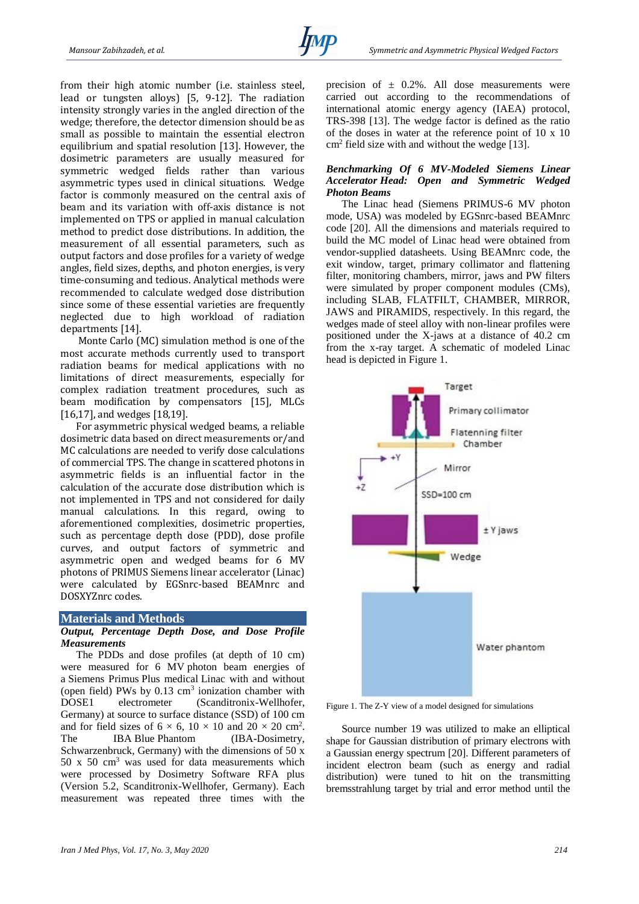from their high atomic number (i.e. stainless steel, lead or tungsten alloys) [5, 9-12]. The radiation intensity strongly varies in the angled direction of the wedge; therefore, the detector dimension should be as small as possible to maintain the essential electron equilibrium and spatial resolution [13]. However, the dosimetric parameters are usually measured for symmetric wedged fields rather than various asymmetric types used in clinical situations. Wedge factor is commonly measured on the central axis of beam and its variation with off-axis distance is not implemented on TPS or applied in manual calculation method to predict dose distributions. In addition, the measurement of all essential parameters, such as output factors and dose profiles for a variety of wedge angles, field sizes, depths, and photon energies, is very time-consuming and tedious. Analytical methods were recommended to calculate wedged dose distribution since some of these essential varieties are frequently neglected due to high workload of radiation departments [14].

Monte Carlo (MC) simulation method is one of the most accurate methods currently used to transport radiation beams for medical applications with no limitations of direct measurements, especially for complex radiation treatment procedures, such as beam modification by compensators [15], MLCs [16,17], and wedges [18,19].

For asymmetric physical wedged beams, a reliable dosimetric data based on direct measurements or/and MC calculations are needed to verify dose calculations of commercial TPS. The change in scattered photons in asymmetric fields is an influential factor in the calculation of the accurate dose distribution which is not implemented in TPS and not considered for daily manual calculations. In this regard, owing to aforementioned complexities, dosimetric properties, such as percentage depth dose (PDD), dose profile curves, and output factors of symmetric and asymmetric open and wedged beams for 6 MV photons of PRIMUS Siemens linear accelerator (Linac) were calculated by EGSnrc-based BEAMnrc and DOSXYZnrc codes.

## Materials and Methods

### *Output, Percentage Depth Dose, and Dose Profile Measurements*

The PDDs and dose profiles (at depth of 10 cm) were measured for 6 MV photon beam energies of a Siemens Primus Plus medical Linac with and without (open field) PWs by 0.13 $cm^3$ ionization chamber with DOSE1 electrometer (Scanditronix-Wellhofer, Germany) at source to surface distance (SSD) of 100 cm and for field sizes of $6 \times 6$, $10 \times 10$ and $20 \times 20$ $cm^2$. The IBA Blue Phantom (IBA-Dosimetry, Schwarzenbruck, Germany) with the dimensions of 50 x 50 x 50 $cm^3$ was used for data measurements which were processed by Dosimetry Software RFA plus (Version 5.2, Scanditronix-Wellhofer, Germany). Each measurement was repeated three times with the precision of ± 0.2%. All dose measurements were carried out according to the recommendations of international atomic energy agency (IAEA) protocol, TRS-398 [13]. The wedge factor is defined as the ratio of the doses in water at the reference point of 10 x 10 $cm^2$ field size with and without the wedge [13].

### *Benchmarking Of 6 MV-Modeled Siemens Linear Accelerator Head: Open and Symmetric Wedged Photon Beams*

The Linac head (Siemens PRIMUS-6 MV photon mode, USA) was modeled by EGSnrc-based BEAMnrc code [20]. All the dimensions and materials required to build the MC model of Linac head were obtained from vendor-supplied datasheets. Using BEAMnrc code, the exit window, target, primary collimator and flattening filter, monitoring chambers, mirror, jaws and PW filters were simulated by proper component modules (CMs), including SLAB, FLATFILT, CHAMBER, MIRROR, JAWS and PIRAMIDS, respectively. In this regard, the wedges made of steel alloy with non-linear profiles were positioned under the X-jaws at a distance of 40.2 cm from the x-ray target. A schematic of modeled Linac head is depicted in Figure 1.

Figure 1. The Z-Y view of a model designed for simulations

Source number 19 was utilized to make an elliptical shape for Gaussian distribution of primary electrons with a Gaussian energy spectrum [20]. Different parameters of incident electron beam (such as energy and radial distribution) were tuned to hit on the transmitting bremsstrahlung target by trial and error method until the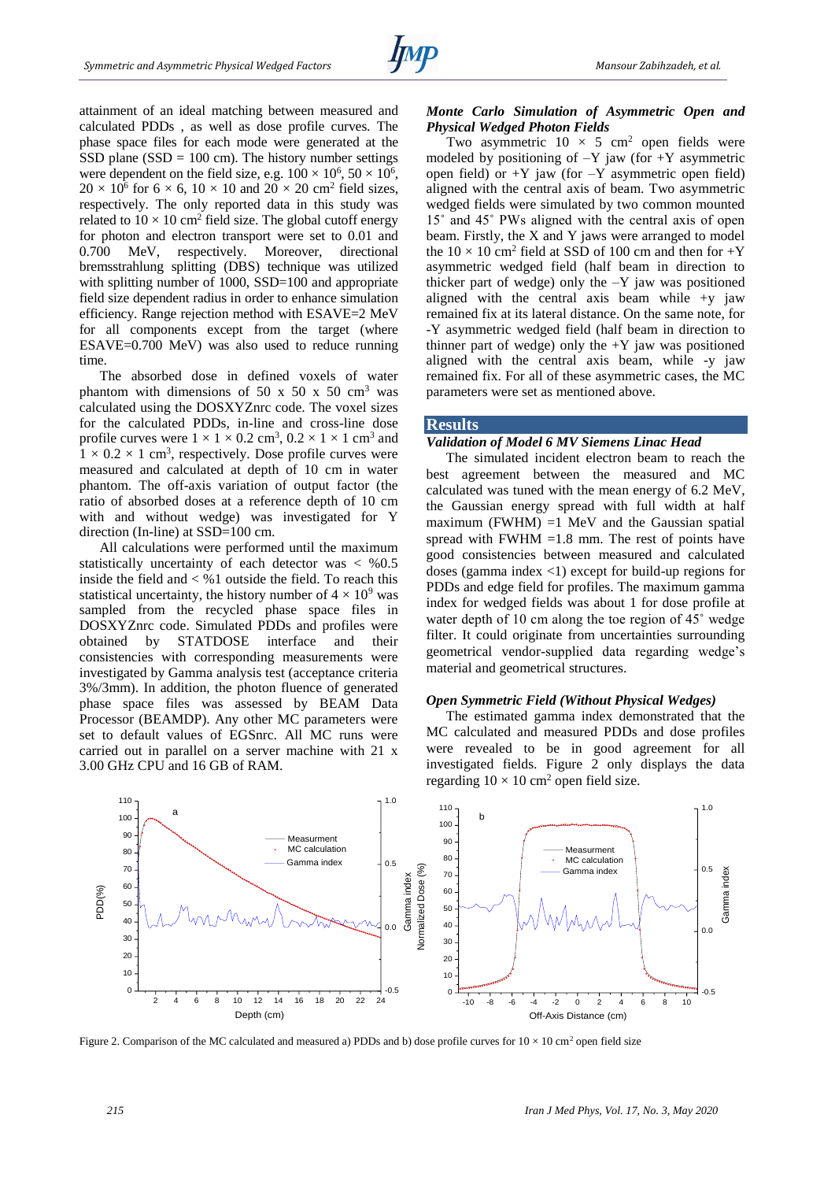attainment of an ideal matching between measured and calculated PDDs , as well as dose profile curves. The phase space files for each mode were generated at the SSD plane (SSD = 100 cm). The history number settings were dependent on the field size, e.g. $100 \times 10^6$, $50 \times 10^6$, $20 \times 10^6$ for 6 × 6, 10 × 10 and 20 × 20 $cm^2$ field sizes, respectively. The only reported data in this study was related to 10 × 10 $cm^2$ field size. The global cutoff energy for photon and electron transport were set to 0.01 and 0.700 MeV, respectively. Moreover, directional bremsstrahlung splitting (DBS) technique was utilized with splitting number of 1000, SSD=100 and appropriate field size dependent radius in order to enhance simulation efficiency. Range rejection method with ESAVE=2 MeV for all components except from the target (where ESAVE=0.700 MeV) was also used to reduce running time.

The absorbed dose in defined voxels of water phantom with dimensions of 50 x 50 x 50 $cm^3$ was calculated using the DOSXYZnrc code. The voxel sizes for the calculated PDDs, in-line and cross-line dose profile curves were 1 × 1 × 0.2 $cm^3$, 0.2 × 1 × 1 $cm^3$ and 1 × 0.2 × 1 $cm^3$, respectively. Dose profile curves were measured and calculated at depth of 10 cm in water phantom. The off-axis variation of output factor (the ratio of absorbed doses at a reference depth of 10 cm with and without wedge) was investigated for Y direction (In-line) at SSD=100 cm.

All calculations were performed until the maximum statistically uncertainty of each detector was < %0.5 inside the field and < %1 outside the field. To reach this statistical uncertainty, the history number of $4 \times 10^9$ was sampled from the recycled phase space files in DOSXYZnrc code. Simulated PDDs and profiles were obtained by STATDOSE interface and their consistencies with corresponding measurements were investigated by Gamma analysis test (acceptance criteria 3%/3mm). In addition, the photon fluence of generated phase space files was assessed by BEAM Data Processor (BEAMDP). Any other MC parameters were set to default values of EGSnrc. All MC runs were carried out in parallel on a server machine with 21 x 3.00 GHz CPU and 16 GB of RAM.

### *Monte Carlo Simulation of Asymmetric Open and Physical Wedged Photon Fields*

Two asymmetric 10 × 5 $cm^2$ open fields were modeled by positioning of –Y jaw (for +Y asymmetric open field) or +Y jaw (for –Y asymmetric open field) aligned with the central axis of beam. Two asymmetric wedged fields were simulated by two common mounted 15˚ and 45˚ PWs aligned with the central axis of open beam. Firstly, the X and Y jaws were arranged to model the 10 × 10 $cm^2$ field at SSD of 100 cm and then for +Y asymmetric wedged field (half beam in direction to thicker part of wedge) only the –Y jaw was positioned aligned with the central axis beam while +y jaw remained fix at its lateral distance. On the same note, for -Y asymmetric wedged field (half beam in direction to thinner part of wedge) only the +Y jaw was positioned aligned with the central axis beam, while -y jaw remained fix. For all of these asymmetric cases, the MC parameters were set as mentioned above.

## Results

### *Validation of Model 6 MV Siemens Linac Head*

The simulated incident electron beam to reach the best agreement between the measured and MC calculated was tuned with the mean energy of 6.2 MeV, the Gaussian energy spread with full width at half maximum (FWHM) =1 MeV and the Gaussian spatial spread with FWHM =1.8 mm. The rest of points have good consistencies between measured and calculated doses (gamma index <1) except for build-up regions for PDDs and edge field for profiles. The maximum gamma index for wedged fields was about 1 for dose profile at water depth of 10 cm along the toe region of 45˚ wedge filter. It could originate from uncertainties surrounding geometrical vendor-supplied data regarding wedge's material and geometrical structures.

### *Open Symmetric Field (Without Physical Wedges)*

The estimated gamma index demonstrated that the MC calculated and measured PDDs and dose profiles were revealed to be in good agreement for all investigated fields. Figure 2 only displays the data regarding 10 × 10 $cm^2$ open field size.

Figure 2. Comparison of the MC calculated and measured a) PDDs and b) dose profile curves for 10 × 10 $cm^2$ open field size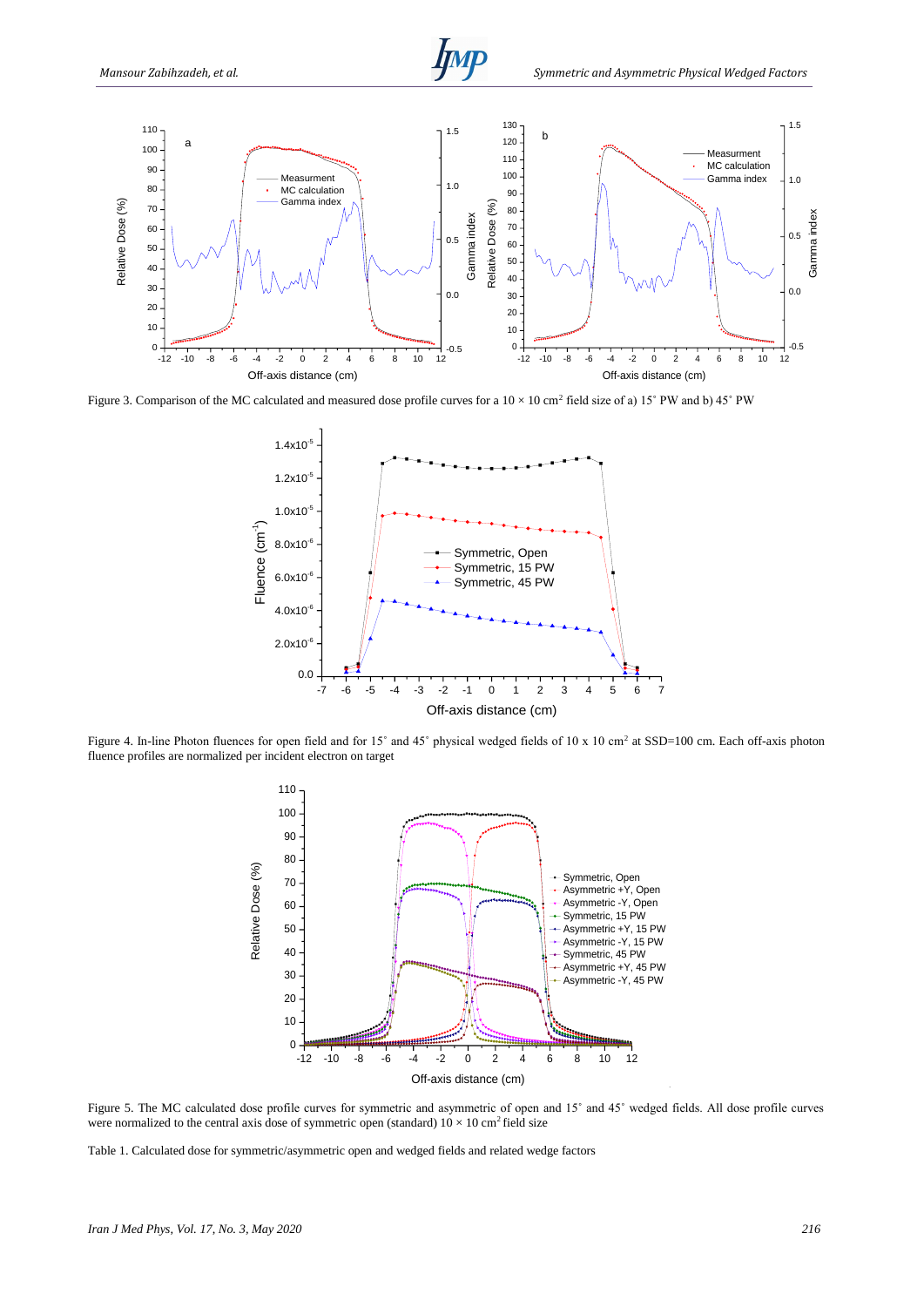Figure 3. Comparison of the MC calculated and measured dose profile curves for a 10 × 10 cm[2] field size of a) 15˚ PW and b) 45˚ PW

Figure 4. In-line Photon fluences for open field and for 15˚ and 45˚ physical wedged fields of 10 x 10 cm[2] at SSD=100 cm. Each off-axis photon fluence profiles are normalized per incident electron on target

Figure 5. The MC calculated dose profile curves for symmetric and asymmetric of open and 15˚ and 45˚ wedged fields. All dose profile curves were normalized to the central axis dose of symmetric open (standard) 10 × 10 cm[2] field size

Table 1. Calculated dose for symmetric/asymmetric open and wedged fields and related wedge factors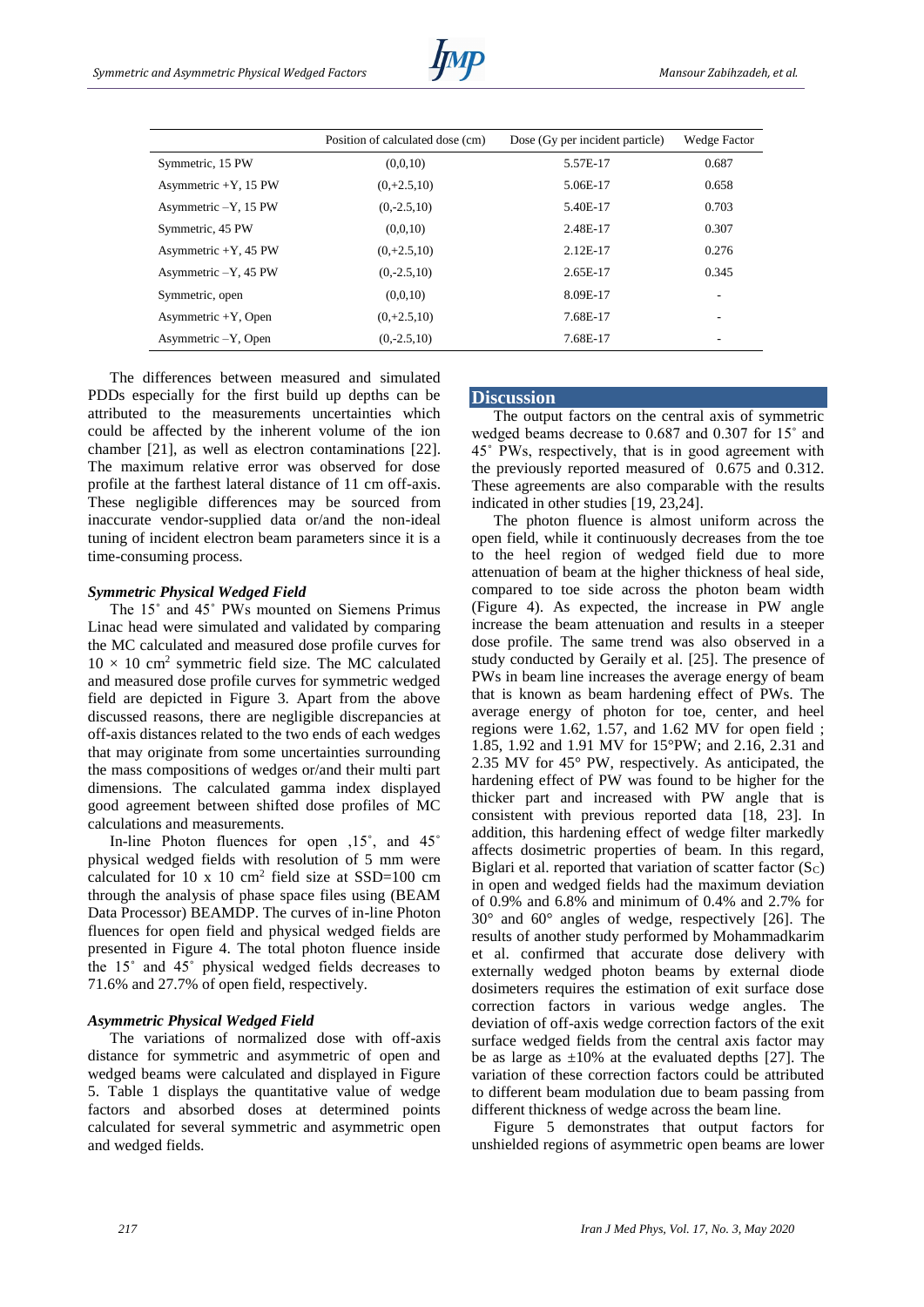| | Position of calculated dose (cm) | Dose (Gy per incident particle) | Wedge Factor |
|---|---|---|---|
| Symmetric, 15 PW | (0,0,10) | 5.57E-17 | 0.687 |
| Asymmetric +Y, 15 PW | (0,+2.5,10) | 5.06E-17 | 0.658 |
| Asymmetric –Y, 15 PW | (0,-2.5,10) | 5.40E-17 | 0.703 |
| Symmetric, 45 PW | (0,0,10) | 2.48E-17 | 0.307 |
| Asymmetric +Y, 45 PW | (0,+2.5,10) | 2.12E-17 | 0.276 |
| Asymmetric –Y, 45 PW | (0,-2.5,10) | 2.65E-17 | 0.345 |
| Symmetric, open | (0,0,10) | 8.09E-17 | - |
| Asymmetric +Y, Open | (0,+2.5,10) | 7.68E-17 | - |
| Asymmetric –Y, Open | (0,-2.5,10) | 7.68E-17 | - |

The differences between measured and simulated PDDs especially for the first build up depths can be attributed to the measurements uncertainties which could be affected by the inherent volume of the ion chamber [21], as well as electron contaminations [22]. The maximum relative error was observed for dose profile at the farthest lateral distance of 11 cm off-axis. These negligible differences may be sourced from inaccurate vendor-supplied data or/and the non-ideal tuning of incident electron beam parameters since it is a time-consuming process.

### *Symmetric Physical Wedged Field*

The 15˚ and 45˚ PWs mounted on Siemens Primus Linac head were simulated and validated by comparing the MC calculated and measured dose profile curves for 10 × 10 cm$^2$ symmetric field size. The MC calculated and measured dose profile curves for symmetric wedged field are depicted in Figure 3. Apart from the above discussed reasons, there are negligible discrepancies at off-axis distances related to the two ends of each wedges that may originate from some uncertainties surrounding the mass compositions of wedges or/and their multi part dimensions. The calculated gamma index displayed good agreement between shifted dose profiles of MC calculations and measurements.

In-line Photon fluences for open ,15˚, and 45˚ physical wedged fields with resolution of 5 mm were calculated for 10 x 10 cm$^2$ field size at SSD=100 cm through the analysis of phase space files using (BEAM Data Processor) BEAMDP. The curves of in-line Photon fluences for open field and physical wedged fields are presented in Figure 4. The total photon fluence inside the 15˚ and 45˚ physical wedged fields decreases to 71.6% and 27.7% of open field, respectively.

### *Asymmetric Physical Wedged Field*

The variations of normalized dose with off-axis distance for symmetric and asymmetric of open and wedged beams were calculated and displayed in Figure 5. Table 1 displays the quantitative value of wedge factors and absorbed doses at determined points calculated for several symmetric and asymmetric open and wedged fields.

## Discussion

The output factors on the central axis of symmetric wedged beams decrease to 0.687 and 0.307 for 15˚ and 45˚ PWs, respectively, that is in good agreement with the previously reported measured of 0.675 and 0.312. These agreements are also comparable with the results indicated in other studies [19, 23,24].

The photon fluence is almost uniform across the open field, while it continuously decreases from the toe to the heel region of wedged field due to more attenuation of beam at the higher thickness of heal side, compared to toe side across the photon beam width (Figure 4). As expected, the increase in PW angle increase the beam attenuation and results in a steeper dose profile. The same trend was also observed in a study conducted by Geraily et al. [25]. The presence of PWs in beam line increases the average energy of beam that is known as beam hardening effect of PWs. The average energy of photon for toe, center, and heel regions were 1.62, 1.57, and 1.62 MV for open field ; 1.85, 1.92 and 1.91 MV for 15°PW; and 2.16, 2.31 and 2.35 MV for 45° PW, respectively. As anticipated, the hardening effect of PW was found to be higher for the thicker part and increased with PW angle that is consistent with previous reported data [18, 23]. In addition, this hardening effect of wedge filter markedly affects dosimetric properties of beam. In this regard, Biglari et al. reported that variation of scatter factor ($S_C$) in open and wedged fields had the maximum deviation of 0.9% and 6.8% and minimum of 0.4% and 2.7% for 30° and 60° angles of wedge, respectively [26]. The results of another study performed by Mohammadkarim et al. confirmed that accurate dose delivery with externally wedged photon beams by external diode dosimeters requires the estimation of exit surface dose correction factors in various wedge angles. The deviation of off-axis wedge correction factors of the exit surface wedged fields from the central axis factor may be as large as ±10% at the evaluated depths [27]. The variation of these correction factors could be attributed to different beam modulation due to beam passing from different thickness of wedge across the beam line.

Figure 5 demonstrates that output factors for unshielded regions of asymmetric open beams are lower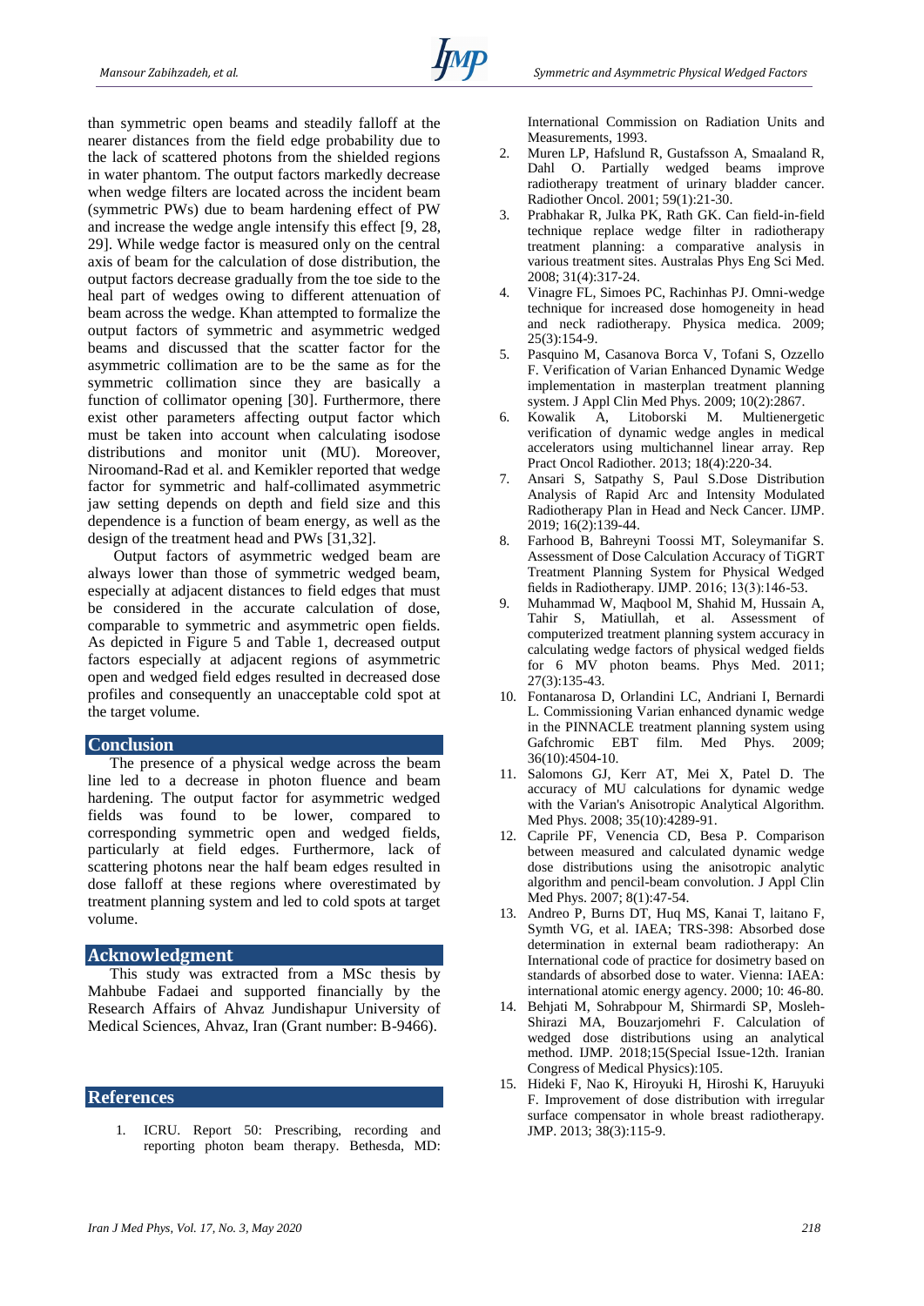than symmetric open beams and steadily falloff at the nearer distances from the field edge probability due to the lack of scattered photons from the shielded regions in water phantom. The output factors markedly decrease when wedge filters are located across the incident beam (symmetric PWs) due to beam hardening effect of PW and increase the wedge angle intensify this effect [9, 28, 29]. While wedge factor is measured only on the central axis of beam for the calculation of dose distribution, the output factors decrease gradually from the toe side to the heal part of wedges owing to different attenuation of beam across the wedge. Khan attempted to formalize the output factors of symmetric and asymmetric wedged beams and discussed that the scatter factor for the asymmetric collimation are to be the same as for the symmetric collimation since they are basically a function of collimator opening [30]. Furthermore, there exist other parameters affecting output factor which must be taken into account when calculating isodose distributions and monitor unit (MU). Moreover, Niroomand-Rad et al. and Kemikler reported that wedge factor for symmetric and half-collimated asymmetric jaw setting depends on depth and field size and this dependence is a function of beam energy, as well as the design of the treatment head and PWs [31,32].

Output factors of asymmetric wedged beam are always lower than those of symmetric wedged beam, especially at adjacent distances to field edges that must be considered in the accurate calculation of dose, comparable to symmetric and asymmetric open fields. As depicted in Figure 5 and Table 1, decreased output factors especially at adjacent regions of asymmetric open and wedged field edges resulted in decreased dose profiles and consequently an unacceptable cold spot at the target volume.

## Conclusion

The presence of a physical wedge across the beam line led to a decrease in photon fluence and beam hardening. The output factor for asymmetric wedged fields was found to be lower, compared to corresponding symmetric open and wedged fields, particularly at field edges. Furthermore, lack of scattering photons near the half beam edges resulted in dose falloff at these regions where overestimated by treatment planning system and led to cold spots at target volume.

## Acknowledgment

This study was extracted from a MSc thesis by Mahbube Fadaei and supported financially by the Research Affairs of Ahvaz Jundishapur University of Medical Sciences, Ahvaz, Iran (Grant number: B-9466).

## References

1. ICRU. Report 50: Prescribing, recording and reporting photon beam therapy. Bethesda, MD: International Commission on Radiation Units and Measurements, 1993.
2. Muren LP, Hafslund R, Gustafsson A, Smaaland R, Dahl O. Partially wedged beams improve radiotherapy treatment of urinary bladder cancer. Radiother Oncol. 2001; 59(1):21-30.
3. Prabhakar R, Julka PK, Rath GK. Can field-in-field technique replace wedge filter in radiotherapy treatment planning: a comparative analysis in various treatment sites. Australas Phys Eng Sci Med. 2008; 31(4):317-24.
4. Vinagre FL, Simoes PC, Rachinhas PJ. Omni-wedge technique for increased dose homogeneity in head and neck radiotherapy. Physica medica. 2009; 25(3):154-9.
5. Pasquino M, Casanova Borca V, Tofani S, Ozzello F. Verification of Varian Enhanced Dynamic Wedge implementation in masterplan treatment planning system. J Appl Clin Med Phys. 2009; 10(2):2867.
6. Kowalik A, Litoborski M. Multienergetic verification of dynamic wedge angles in medical accelerators using multichannel linear array. Rep Pract Oncol Radiother. 2013; 18(4):220-34.
7. Ansari S, Satpathy S, Paul S.Dose Distribution Analysis of Rapid Arc and Intensity Modulated Radiotherapy Plan in Head and Neck Cancer. IJMP. 2019; 16(2):139-44.
8. Farhood B, Bahreyni Toossi MT, Soleymanifar S. Assessment of Dose Calculation Accuracy of TiGRT Treatment Planning System for Physical Wedged fields in Radiotherapy. IJMP. 2016; 13(3):146-53.
9. Muhammad W, Maqbool M, Shahid M, Hussain A, Tahir S, Matiullah, et al. Assessment of computerized treatment planning system accuracy in calculating wedge factors of physical wedged fields for 6 MV photon beams. Phys Med. 2011; 27(3):135-43.
10. Fontanarosa D, Orlandini LC, Andriani I, Bernardi L. Commissioning Varian enhanced dynamic wedge in the PINNACLE treatment planning system using Gafchromic EBT film. Med Phys. 2009; 36(10):4504-10.
11. Salomons GJ, Kerr AT, Mei X, Patel D. The accuracy of MU calculations for dynamic wedge with the Varian's Anisotropic Analytical Algorithm. Med Phys. 2008; 35(10):4289-91.
12. Caprile PF, Venencia CD, Besa P. Comparison between measured and calculated dynamic wedge dose distributions using the anisotropic analytic algorithm and pencil-beam convolution. J Appl Clin Med Phys. 2007; 8(1):47-54.
13. Andreo P, Burns DT, Huq MS, Kanai T, laitano F, Symth VG, et al. IAEA; TRS-398: Absorbed dose determination in external beam radiotherapy: An International code of practice for dosimetry based on standards of absorbed dose to water. Vienna: IAEA: international atomic energy agency. 2000; 10: 46-80.
14. Behjati M, Sohrabpour M, Shirmardi SP, Mosleh-Shirazi MA, Bouzarjomehri F. Calculation of wedged dose distributions using an analytical method. IJMP. 2018;15(Special Issue-12th. Iranian Congress of Medical Physics):105.
15. Hideki F, Nao K, Hiroyuki H, Hiroshi K, Haruyuki F. Improvement of dose distribution with irregular surface compensator in whole breast radiotherapy. JMP. 2013; 38(3):115-9.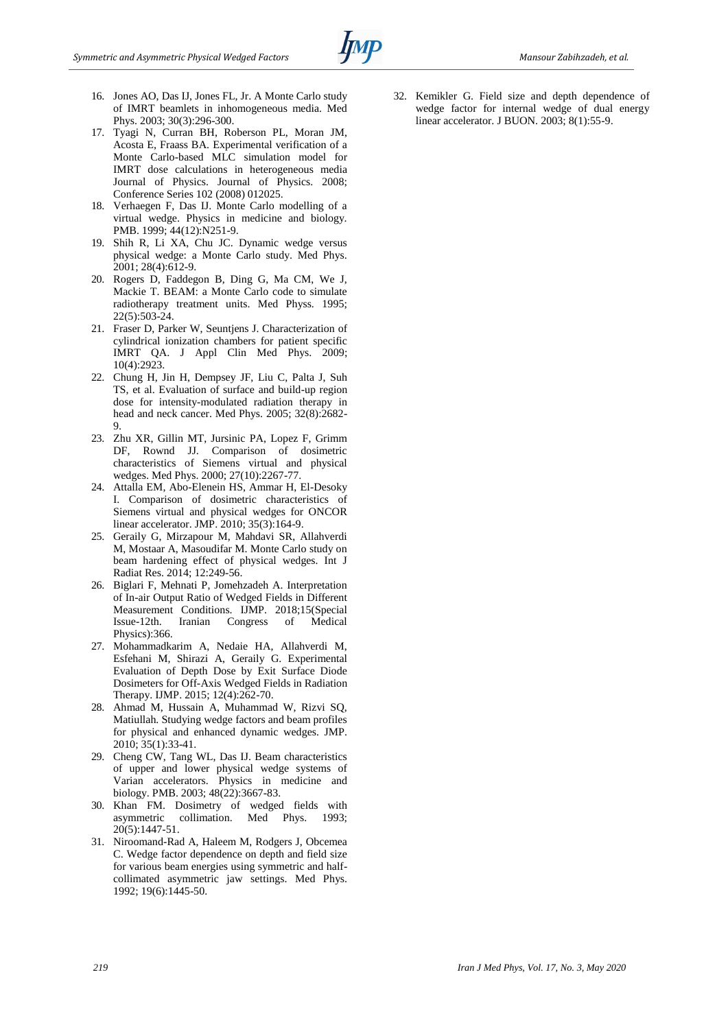16. Jones AO, Das IJ, Jones FL, Jr. A Monte Carlo study of IMRT beamlets in inhomogeneous media. Med Phys. 2003; 30(3):296-300.
17. Tyagi N, Curran BH, Roberson PL, Moran JM, Acosta E, Fraass BA. Experimental verification of a Monte Carlo-based MLC simulation model for IMRT dose calculations in heterogeneous media Journal of Physics. Journal of Physics. 2008; Conference Series 102 (2008) 012025.
18. Verhaegen F, Das IJ. Monte Carlo modelling of a virtual wedge. Physics in medicine and biology. PMB. 1999; 44(12):N251-9.
19. Shih R, Li XA, Chu JC. Dynamic wedge versus physical wedge: a Monte Carlo study. Med Phys. 2001; 28(4):612-9.
20. Rogers D, Faddegon B, Ding G, Ma CM, We J, Mackie T. BEAM: a Monte Carlo code to simulate radiotherapy treatment units. Med Physs. 1995; 22(5):503-24.
21. Fraser D, Parker W, Seuntjens J. Characterization of cylindrical ionization chambers for patient specific IMRT QA. J Appl Clin Med Phys. 2009; 10(4):2923.
22. Chung H, Jin H, Dempsey JF, Liu C, Palta J, Suh TS, et al. Evaluation of surface and build-up region dose for intensity-modulated radiation therapy in head and neck cancer. Med Phys. 2005; 32(8):2682-9.
23. Zhu XR, Gillin MT, Jursinic PA, Lopez F, Grimm DF, Rownd JJ. Comparison of dosimetric characteristics of Siemens virtual and physical wedges. Med Phys. 2000; 27(10):2267-77.
24. Attalla EM, Abo-Elenein HS, Ammar H, El-Desoky I. Comparison of dosimetric characteristics of Siemens virtual and physical wedges for ONCOR linear accelerator. JMP. 2010; 35(3):164-9.
25. Geraily G, Mirzapour M, Mahdavi SR, Allahverdi M, Mostaar A, Masoudifar M. Monte Carlo study on beam hardening effect of physical wedges. Int J Radiat Res. 2014; 12:249-56.
26. Biglari F, Mehnati P, Jomehzadeh A. Interpretation of In-air Output Ratio of Wedged Fields in Different Measurement Conditions. IJMP. 2018;15(Special Issue-12th. Iranian Congress of Medical Physics):366.
27. Mohammadkarim A, Nedaie HA, Allahverdi M, Esfehani M, Shirazi A, Geraily G. Experimental Evaluation of Depth Dose by Exit Surface Diode Dosimeters for Off-Axis Wedged Fields in Radiation Therapy. IJMP. 2015; 12(4):262-70.
28. Ahmad M, Hussain A, Muhammad W, Rizvi SQ, Matiullah. Studying wedge factors and beam profiles for physical and enhanced dynamic wedges. JMP. 2010; 35(1):33-41.
29. Cheng CW, Tang WL, Das IJ. Beam characteristics of upper and lower physical wedge systems of Varian accelerators. Physics in medicine and biology. PMB. 2003; 48(22):3667-83.
30. Khan FM. Dosimetry of wedged fields with asymmetric collimation. Med Phys. 1993; 20(5):1447-51.
31. Niroomand-Rad A, Haleem M, Rodgers J, Obcemea C. Wedge factor dependence on depth and field size for various beam energies using symmetric and half-collimated asymmetric jaw settings. Med Phys. 1992; 19(6):1445-50.
32. Kemikler G. Field size and depth dependence of wedge factor for internal wedge of dual energy linear accelerator. J BUON. 2003; 8(1):55-9.